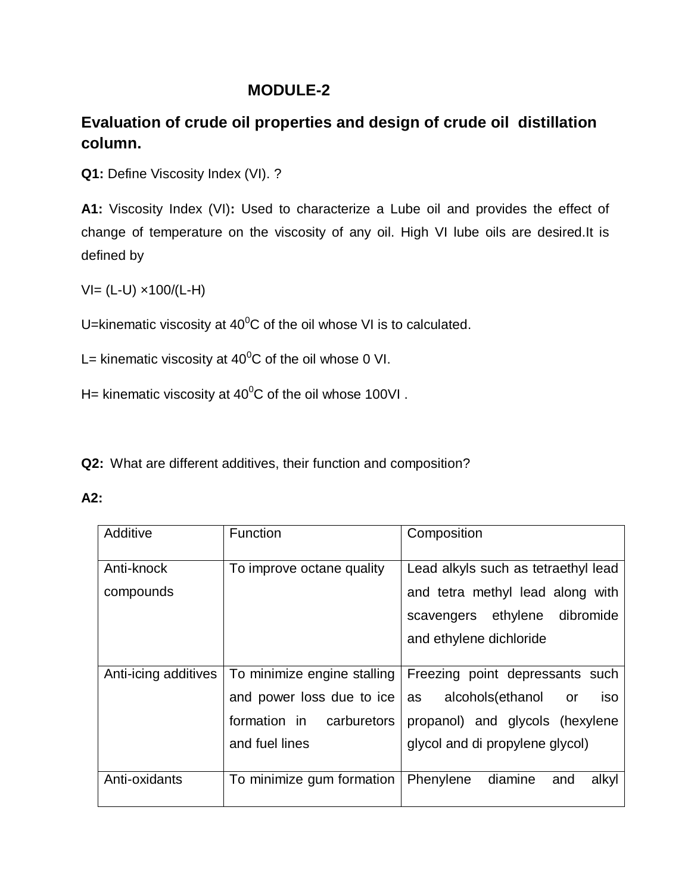# MODULE-2

## Evaluation of crude oil properties and design of crude oil distillation column.

**Q1:** Define Viscosity Index (VI). ?

**A1:** Viscosity Index (VI)**:** Used to characterize a Lube oil and provides the effect of change of temperature on the viscosity of any oil. High VI lube oils are desired.It is defined by

VI= (L-U) ×100/(L-H)

U=kinematic viscosity at $40^0$C of the oil whose VI is to calculated.

L= kinematic viscosity at $40^0$C of the oil whose 0 VI.

H= kinematic viscosity at $40^0$C of the oil whose 100VI .

**Q2:** What are different additives, their function and composition?

**A2:**

| Additive | Function | Composition |
|---|---|---|
| Anti-knock compounds | To improve octane quality | Lead alkyls such as tetraethyl lead and tetra methyl lead along with scavengers ethylene dibromide and ethylene dichloride |
| Anti-icing additives | To minimize engine stalling and power loss due to ice formation in carburetors and fuel lines | Freezing point depressants such as alcohols(ethanol or iso propanol) and glycols (hexylene glycol and di propylene glycol) |
| Anti-oxidants | To minimize gum formation | Phenylene diamine and alkyl |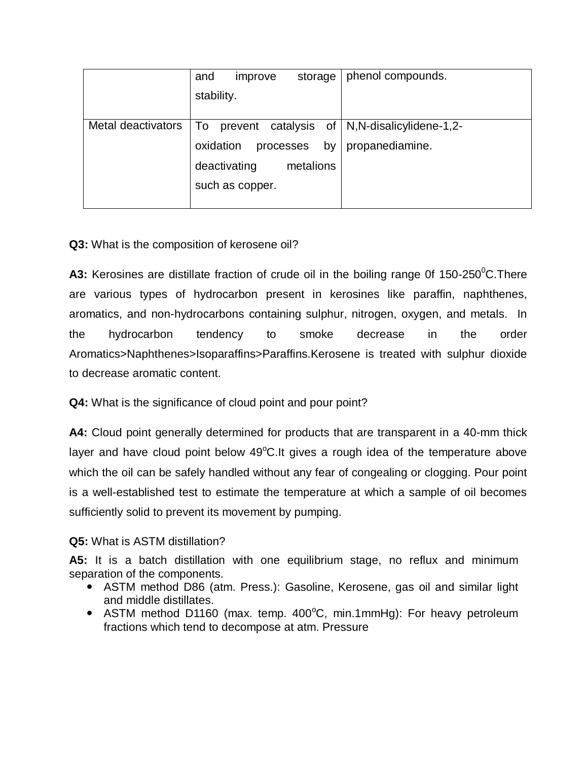|  | and improve storage stability. | phenol compounds. |
| --- | --- | --- |
| Metal deactivators | To prevent catalysis of oxidation processes by deactivating metalions such as copper. | N,N-disalicylidene-1,2-propanediamine. |

**Q3:** What is the composition of kerosene oil?

**A3:** Kerosines are distillate fraction of crude oil in the boiling range 0f 150-250$^0$C.There are various types of hydrocarbon present in kerosines like paraffin, naphthenes, aromatics, and non-hydrocarbons containing sulphur, nitrogen, oxygen, and metals. In the hydrocarbon tendency to smoke decrease in the order Aromatics>Naphthenes>Isoparaffins>Paraffins.Kerosene is treated with sulphur dioxide to decrease aromatic content.

**Q4:** What is the significance of cloud point and pour point?

**A4:** Cloud point generally determined for products that are transparent in a 40-mm thick layer and have cloud point below 49$^o$C.It gives a rough idea of the temperature above which the oil can be safely handled without any fear of congealing or clogging. Pour point is a well-established test to estimate the temperature at which a sample of oil becomes sufficiently solid to prevent its movement by pumping.

**Q5:** What is ASTM distillation?

**A5:** It is a batch distillation with one equilibrium stage, no reflux and minimum separation of the components.

- ASTM method D86 (atm. Press.): Gasoline, Kerosene, gas oil and similar light and middle distillates.
- ASTM method D1160 (max. temp. 400$^o$C, min.1mmHg): For heavy petroleum fractions which tend to decompose at atm. Pressure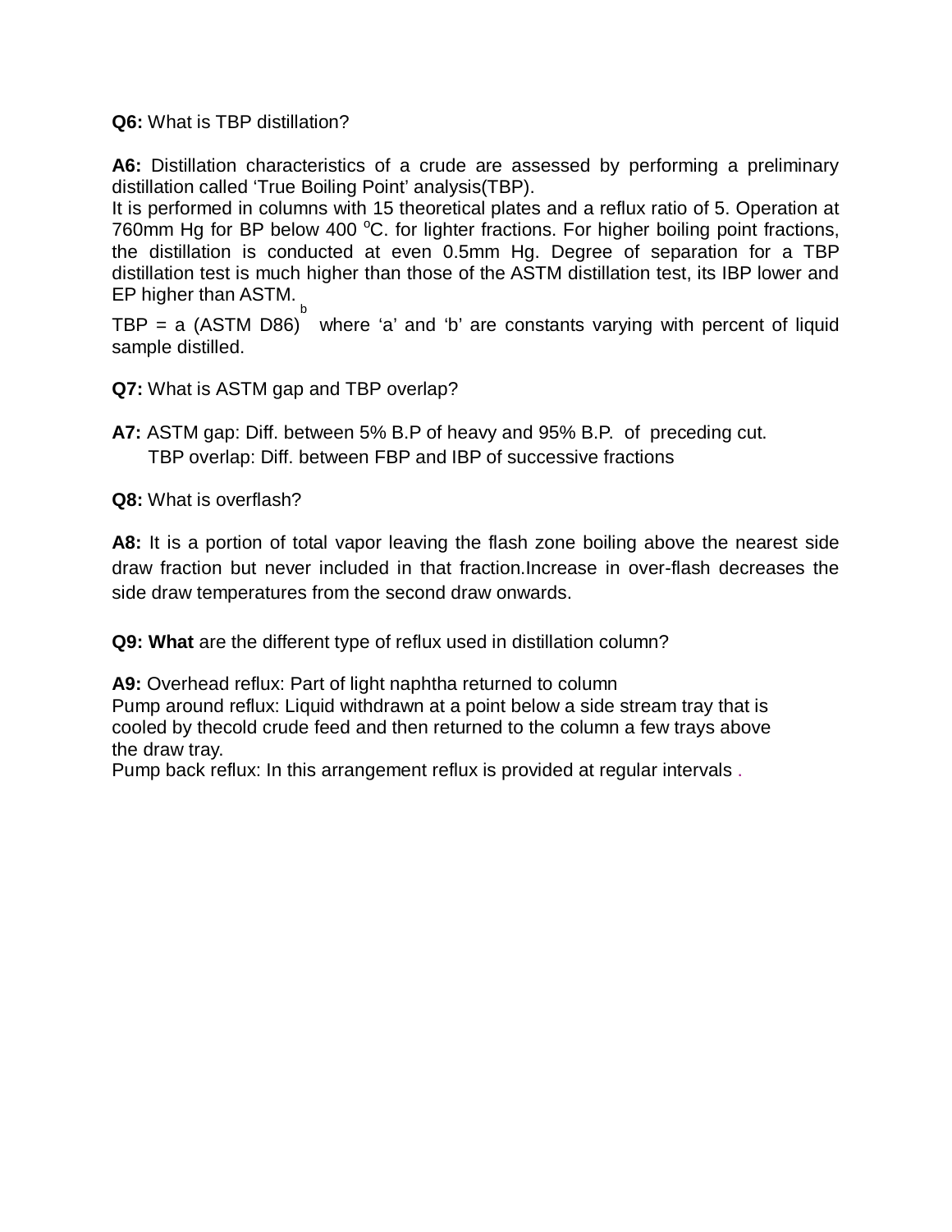**Q6:** What is TBP distillation?

**A6:** Distillation characteristics of a crude are assessed by performing a preliminary distillation called 'True Boiling Point' analysis(TBP).
It is performed in columns with 15 theoretical plates and a reflux ratio of 5. Operation at 760mm Hg for BP below 400 $^oC$. for lighter fractions. For higher boiling point fractions, the distillation is conducted at even 0.5mm Hg. Degree of separation for a TBP distillation test is much higher than those of the ASTM distillation test, its IBP lower and EP higher than ASTM.
TBP = a $(ASTM\ D86)^b$ where 'a' and 'b' are constants varying with percent of liquid sample distilled.

**Q7:** What is ASTM gap and TBP overlap?

**A7:** ASTM gap: Diff. between 5% B.P of heavy and 95% B.P. of preceding cut.
TBP overlap: Diff. between FBP and IBP of successive fractions

**Q8:** What is overflash?

**A8:** It is a portion of total vapor leaving the flash zone boiling above the nearest side draw fraction but never included in that fraction.Increase in over-flash decreases the side draw temperatures from the second draw onwards.

**Q9: What** are the different type of reflux used in distillation column?

**A9:** Overhead reflux: Part of light naphtha returned to column
Pump around reflux: Liquid withdrawn at a point below a side stream tray that is cooled by thecold crude feed and then returned to the column a few trays above the draw tray.
Pump back reflux: In this arrangement reflux is provided at regular intervals .